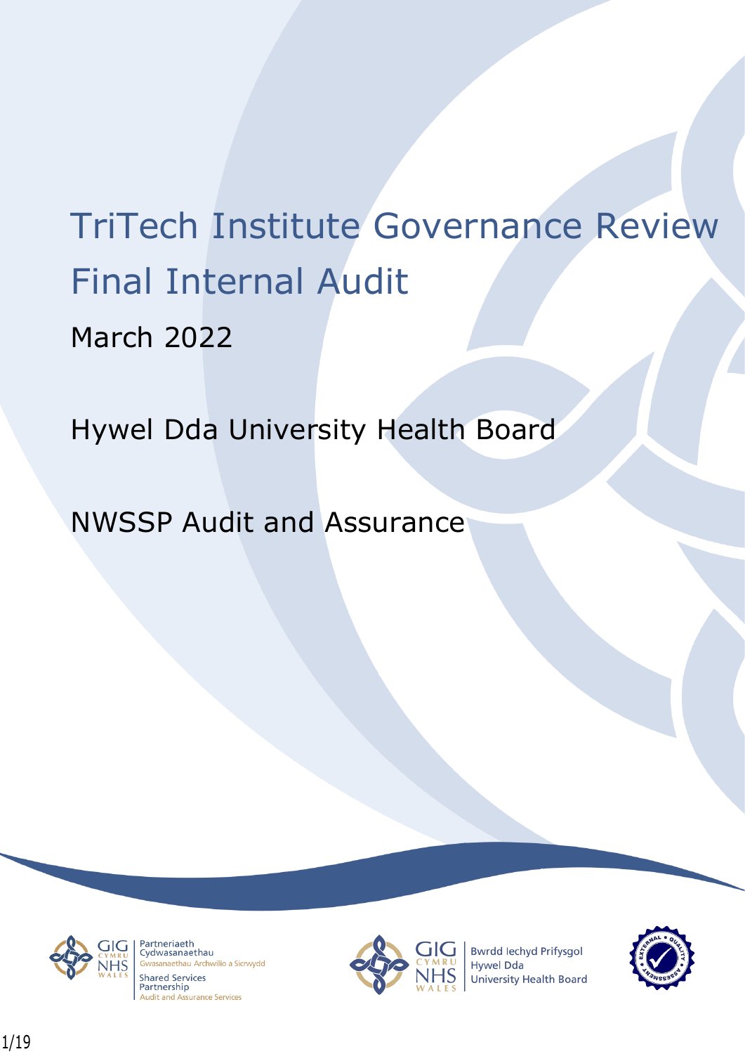# TriTech Institute Governance Review Final Internal Audit

March 2022

Hywel Dda University Health Board

NWSSP Audit and Assurance

Partneriaeth Cydwasanaethau
Gwasanaethau Archwilio a Sicrwydd
Shared Services Partnership
Audit and Assurance Services

Bwrdd Iechyd Prifysgol Hywel Dda
University Health Board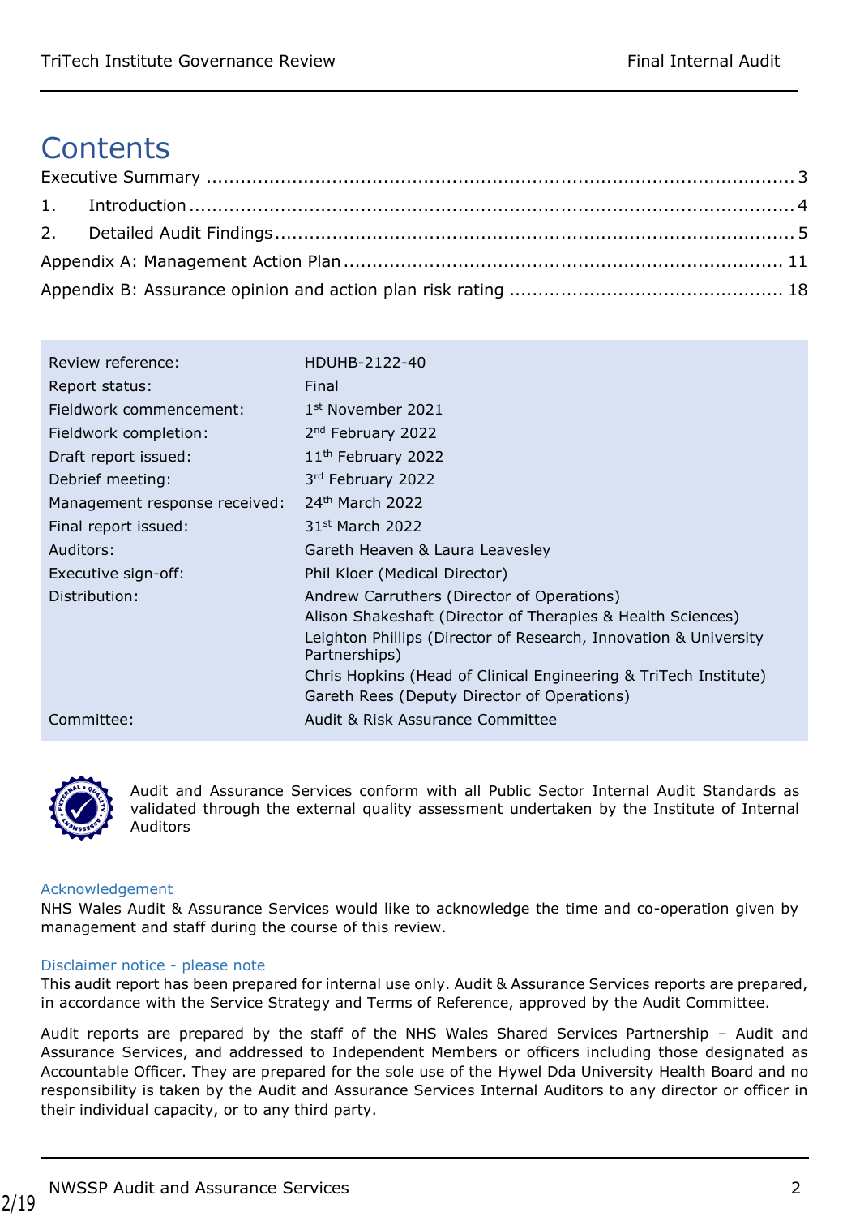# Contents

Executive Summary ..................................................................................................... 3

1. Introduction ......................................................................................................... 4

2. Detailed Audit Findings ......................................................................................... 5

Appendix A: Management Action Plan ........................................................................ 11

Appendix B: Assurance opinion and action plan risk rating ............................................ 18

| | |
|---|---|
| Review reference: | HDUHB-2122-40 |
| Report status: | Final |
| Fieldwork commencement: | 1st November 2021 |
| Fieldwork completion: | 2nd February 2022 |
| Draft report issued: | 11th February 2022 |
| Debrief meeting: | 3rd February 2022 |
| Management response received: | 24th March 2022 |
| Final report issued: | 31st March 2022 |
| Auditors: | Gareth Heaven & Laura Leavesley |
| Executive sign-off: | Phil Kloer (Medical Director) |
| Distribution: | Andrew Carruthers (Director of Operations)<br>Alison Shakeshaft (Director of Therapies & Health Sciences)<br>Leighton Phillips (Director of Research, Innovation & University Partnerships)<br>Chris Hopkins (Head of Clinical Engineering & TriTech Institute)<br>Gareth Rees (Deputy Director of Operations) |
| Committee: | Audit & Risk Assurance Committee |

Audit and Assurance Services conform with all Public Sector Internal Audit Standards as validated through the external quality assessment undertaken by the Institute of Internal Auditors

### Acknowledgement

NHS Wales Audit & Assurance Services would like to acknowledge the time and co-operation given by management and staff during the course of this review.

### Disclaimer notice - please note

This audit report has been prepared for internal use only. Audit & Assurance Services reports are prepared, in accordance with the Service Strategy and Terms of Reference, approved by the Audit Committee.

Audit reports are prepared by the staff of the NHS Wales Shared Services Partnership – Audit and Assurance Services, and addressed to Independent Members or officers including those designated as Accountable Officer. They are prepared for the sole use of the Hywel Dda University Health Board and no responsibility is taken by the Audit and Assurance Services Internal Auditors to any director or officer in their individual capacity, or to any third party.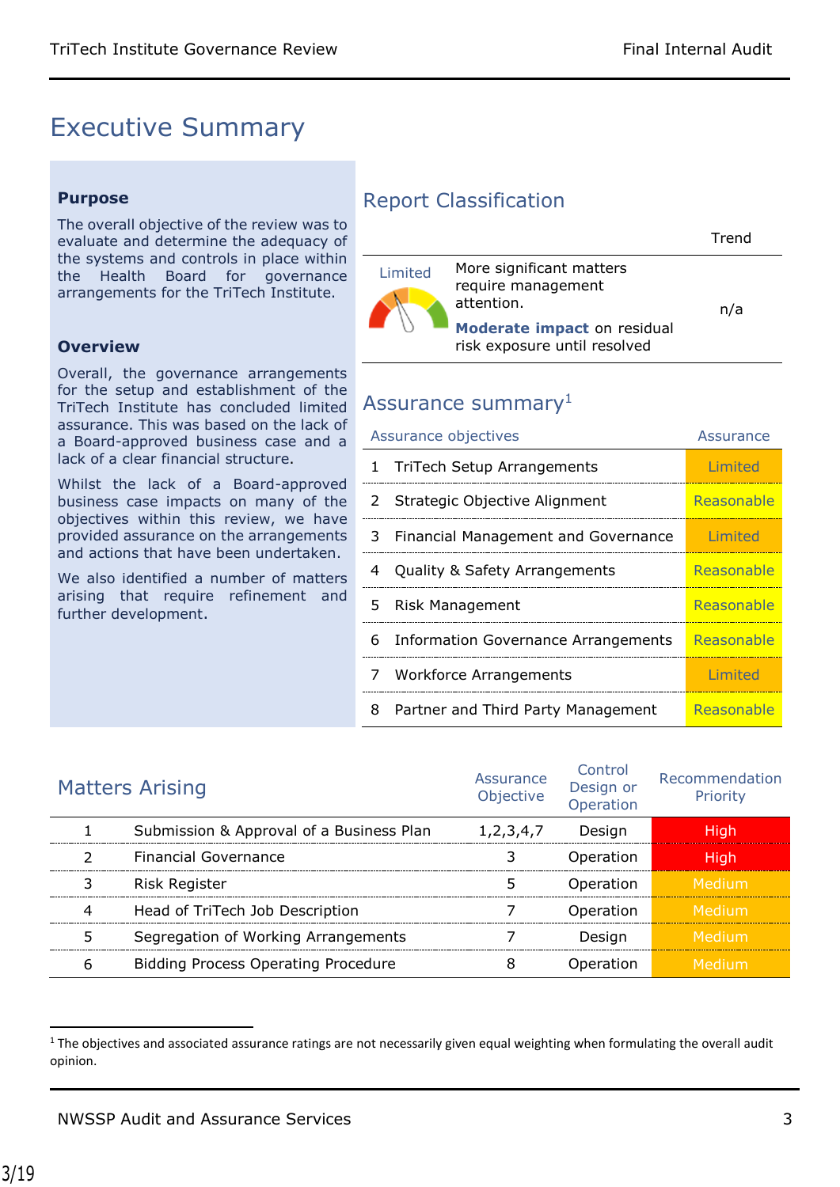# Executive Summary

### Purpose

The overall objective of the review was to evaluate and determine the adequacy of the systems and controls in place within the Health Board for governance arrangements for the TriTech Institute.

### Overview

Overall, the governance arrangements for the setup and establishment of the TriTech Institute has concluded limited assurance. This was based on the lack of a Board-approved business case and a lack of a clear financial structure.

Whilst the lack of a Board-approved business case impacts on many of the objectives within this review, we have provided assurance on the arrangements and actions that have been undertaken.

We also identified a number of matters arising that require refinement and further development.

## Report Classification

| | | Trend |
|---|---|---|
| Limited | More significant matters require management attention. **Moderate impact** on residual risk exposure until resolved | n/a |

## Assurance summary[1]

| | Assurance objectives | Assurance |
|---|---|---|
| 1 | TriTech Setup Arrangements | Limited |
| 2 | Strategic Objective Alignment | Reasonable |
| 3 | Financial Management and Governance | Limited |
| 4 | Quality & Safety Arrangements | Reasonable |
| 5 | Risk Management | Reasonable |
| 6 | Information Governance Arrangements | Reasonable |
| 7 | Workforce Arrangements | Limited |
| 8 | Partner and Third Party Management | Reasonable |

## Matters Arising

| | Matters Arising | Assurance Objective | Control Design or Operation | Recommendation Priority |
|---|---|---|---|---|
| 1 | Submission & Approval of a Business Plan | 1,2,3,4,7 | Design | High |
| 2 | Financial Governance | 3 | Operation | High |
| 3 | Risk Register | 5 | Operation | Medium |
| 4 | Head of TriTech Job Description | 7 | Operation | Medium |
| 5 | Segregation of Working Arrangements | 7 | Design | Medium |
| 6 | Bidding Process Operating Procedure | 8 | Operation | Medium |

[1] The objectives and associated assurance ratings are not necessarily given equal weighting when formulating the overall audit opinion.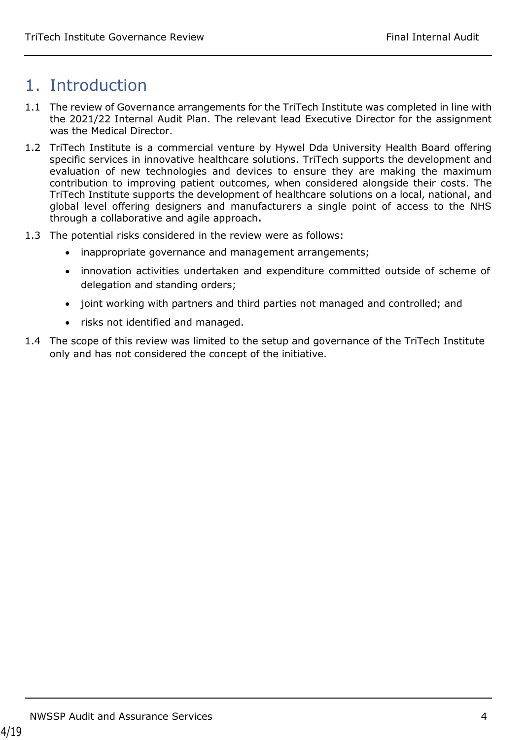# 1. Introduction

1.1 The review of Governance arrangements for the TriTech Institute was completed in line with the 2021/22 Internal Audit Plan. The relevant lead Executive Director for the assignment was the Medical Director.

1.2 TriTech Institute is a commercial venture by Hywel Dda University Health Board offering specific services in innovative healthcare solutions. TriTech supports the development and evaluation of new technologies and devices to ensure they are making the maximum contribution to improving patient outcomes, when considered alongside their costs. The TriTech Institute supports the development of healthcare solutions on a local, national, and global level offering designers and manufacturers a single point of access to the NHS through a collaborative and agile approach**.**

1.3 The potential risks considered in the review were as follows:

- inappropriate governance and management arrangements;
- innovation activities undertaken and expenditure committed outside of scheme of delegation and standing orders;
- joint working with partners and third parties not managed and controlled; and
- risks not identified and managed.

1.4 The scope of this review was limited to the setup and governance of the TriTech Institute only and has not considered the concept of the initiative.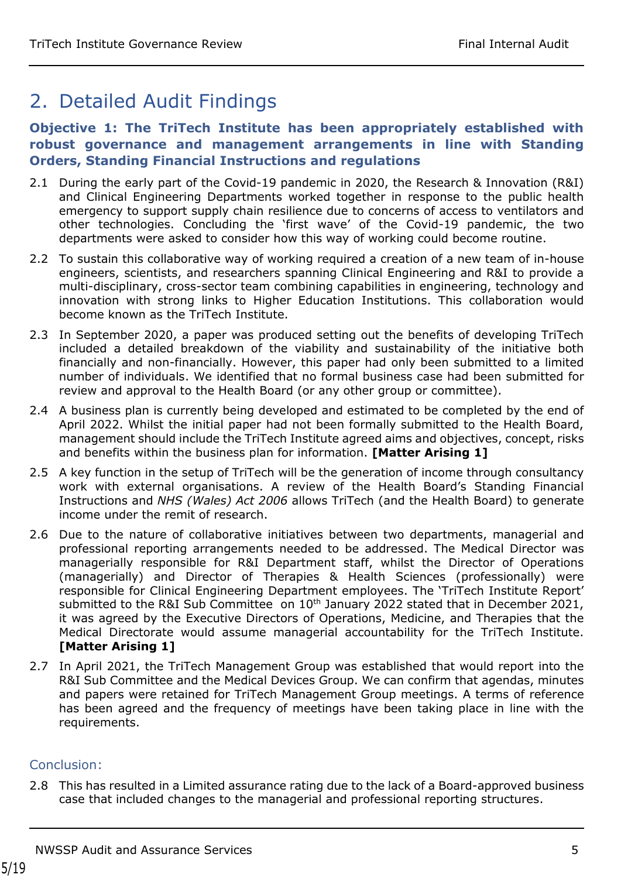## 2. Detailed Audit Findings

### Objective 1: The TriTech Institute has been appropriately established with robust governance and management arrangements in line with Standing Orders, Standing Financial Instructions and regulations

2.1 During the early part of the Covid-19 pandemic in 2020, the Research & Innovation (R&I) and Clinical Engineering Departments worked together in response to the public health emergency to support supply chain resilience due to concerns of access to ventilators and other technologies. Concluding the 'first wave' of the Covid-19 pandemic, the two departments were asked to consider how this way of working could become routine.

2.2 To sustain this collaborative way of working required a creation of a new team of in-house engineers, scientists, and researchers spanning Clinical Engineering and R&I to provide a multi-disciplinary, cross-sector team combining capabilities in engineering, technology and innovation with strong links to Higher Education Institutions. This collaboration would become known as the TriTech Institute.

2.3 In September 2020, a paper was produced setting out the benefits of developing TriTech included a detailed breakdown of the viability and sustainability of the initiative both financially and non-financially. However, this paper had only been submitted to a limited number of individuals. We identified that no formal business case had been submitted for review and approval to the Health Board (or any other group or committee).

2.4 A business plan is currently being developed and estimated to be completed by the end of April 2022. Whilst the initial paper had not been formally submitted to the Health Board, management should include the TriTech Institute agreed aims and objectives, concept, risks and benefits within the business plan for information. **[Matter Arising 1]**

2.5 A key function in the setup of TriTech will be the generation of income through consultancy work with external organisations. A review of the Health Board's Standing Financial Instructions and *NHS (Wales) Act 2006* allows TriTech (and the Health Board) to generate income under the remit of research.

2.6 Due to the nature of collaborative initiatives between two departments, managerial and professional reporting arrangements needed to be addressed. The Medical Director was managerially responsible for R&I Department staff, whilst the Director of Operations (managerially) and Director of Therapies & Health Sciences (professionally) were responsible for Clinical Engineering Department employees. The 'TriTech Institute Report' submitted to the R&I Sub Committee on 10th January 2022 stated that in December 2021, it was agreed by the Executive Directors of Operations, Medicine, and Therapies that the Medical Directorate would assume managerial accountability for the TriTech Institute. **[Matter Arising 1]**

2.7 In April 2021, the TriTech Management Group was established that would report into the R&I Sub Committee and the Medical Devices Group. We can confirm that agendas, minutes and papers were retained for TriTech Management Group meetings. A terms of reference has been agreed and the frequency of meetings have been taking place in line with the requirements.

#### Conclusion:

2.8 This has resulted in a Limited assurance rating due to the lack of a Board-approved business case that included changes to the managerial and professional reporting structures.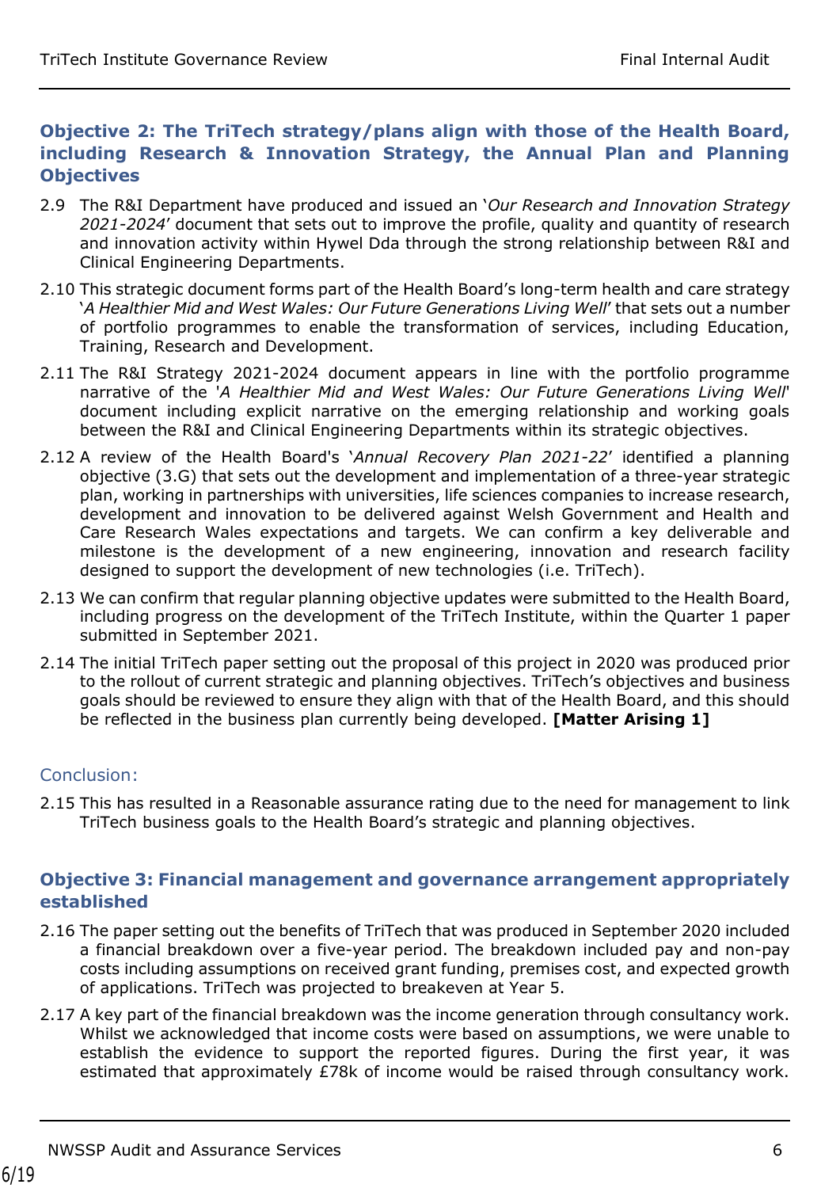### Objective 2: The TriTech strategy/plans align with those of the Health Board, including Research & Innovation Strategy, the Annual Plan and Planning Objectives

2.9 The R&I Department have produced and issued an '*Our Research and Innovation Strategy 2021-2024*' document that sets out to improve the profile, quality and quantity of research and innovation activity within Hywel Dda through the strong relationship between R&I and Clinical Engineering Departments.

2.10 This strategic document forms part of the Health Board's long-term health and care strategy '*A Healthier Mid and West Wales: Our Future Generations Living Well*' that sets out a number of portfolio programmes to enable the transformation of services, including Education, Training, Research and Development.

2.11 The R&I Strategy 2021-2024 document appears in line with the portfolio programme narrative of the '*A Healthier Mid and West Wales: Our Future Generations Living Well*' document including explicit narrative on the emerging relationship and working goals between the R&I and Clinical Engineering Departments within its strategic objectives.

2.12 A review of the Health Board's '*Annual Recovery Plan 2021-22*' identified a planning objective (3.G) that sets out the development and implementation of a three-year strategic plan, working in partnerships with universities, life sciences companies to increase research, development and innovation to be delivered against Welsh Government and Health and Care Research Wales expectations and targets. We can confirm a key deliverable and milestone is the development of a new engineering, innovation and research facility designed to support the development of new technologies (i.e. TriTech).

2.13 We can confirm that regular planning objective updates were submitted to the Health Board, including progress on the development of the TriTech Institute, within the Quarter 1 paper submitted in September 2021.

2.14 The initial TriTech paper setting out the proposal of this project in 2020 was produced prior to the rollout of current strategic and planning objectives. TriTech's objectives and business goals should be reviewed to ensure they align with that of the Health Board, and this should be reflected in the business plan currently being developed. **[Matter Arising 1]**

#### Conclusion:

2.15 This has resulted in a Reasonable assurance rating due to the need for management to link TriTech business goals to the Health Board's strategic and planning objectives.

### Objective 3: Financial management and governance arrangement appropriately established

2.16 The paper setting out the benefits of TriTech that was produced in September 2020 included a financial breakdown over a five-year period. The breakdown included pay and non-pay costs including assumptions on received grant funding, premises cost, and expected growth of applications. TriTech was projected to breakeven at Year 5.

2.17 A key part of the financial breakdown was the income generation through consultancy work. Whilst we acknowledged that income costs were based on assumptions, we were unable to establish the evidence to support the reported figures. During the first year, it was estimated that approximately £78k of income would be raised through consultancy work.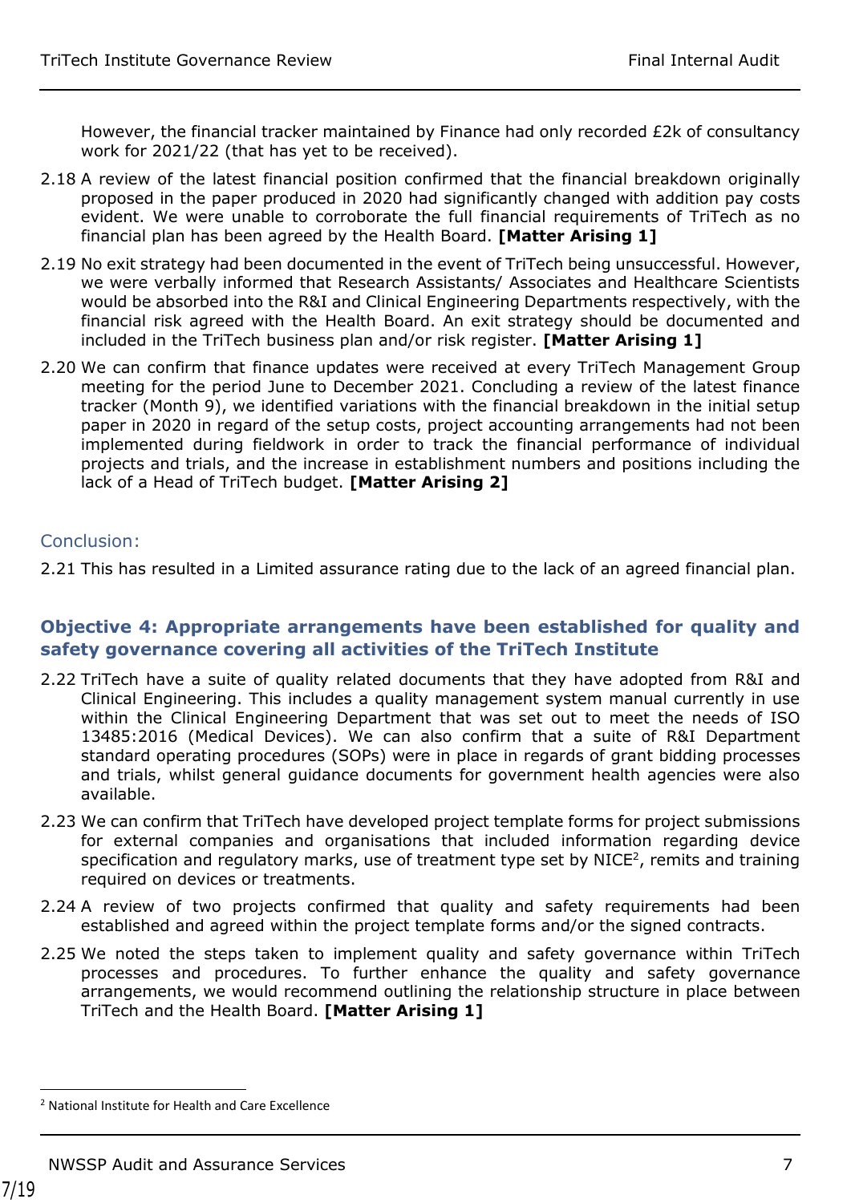However, the financial tracker maintained by Finance had only recorded £2k of consultancy work for 2021/22 (that has yet to be received).

2.18 A review of the latest financial position confirmed that the financial breakdown originally proposed in the paper produced in 2020 had significantly changed with addition pay costs evident. We were unable to corroborate the full financial requirements of TriTech as no financial plan has been agreed by the Health Board. **[Matter Arising 1]**

2.19 No exit strategy had been documented in the event of TriTech being unsuccessful. However, we were verbally informed that Research Assistants/ Associates and Healthcare Scientists would be absorbed into the R&I and Clinical Engineering Departments respectively, with the financial risk agreed with the Health Board. An exit strategy should be documented and included in the TriTech business plan and/or risk register. **[Matter Arising 1]**

2.20 We can confirm that finance updates were received at every TriTech Management Group meeting for the period June to December 2021. Concluding a review of the latest finance tracker (Month 9), we identified variations with the financial breakdown in the initial setup paper in 2020 in regard of the setup costs, project accounting arrangements had not been implemented during fieldwork in order to track the financial performance of individual projects and trials, and the increase in establishment numbers and positions including the lack of a Head of TriTech budget. **[Matter Arising 2]**

### Conclusion:

2.21 This has resulted in a Limited assurance rating due to the lack of an agreed financial plan.

### Objective 4: Appropriate arrangements have been established for quality and safety governance covering all activities of the TriTech Institute

2.22 TriTech have a suite of quality related documents that they have adopted from R&I and Clinical Engineering. This includes a quality management system manual currently in use within the Clinical Engineering Department that was set out to meet the needs of ISO 13485:2016 (Medical Devices). We can also confirm that a suite of R&I Department standard operating procedures (SOPs) were in place in regards of grant bidding processes and trials, whilst general guidance documents for government health agencies were also available.

2.23 We can confirm that TriTech have developed project template forms for project submissions for external companies and organisations that included information regarding device specification and regulatory marks, use of treatment type set by NICE[2], remits and training required on devices or treatments.

2.24 A review of two projects confirmed that quality and safety requirements had been established and agreed within the project template forms and/or the signed contracts.

2.25 We noted the steps taken to implement quality and safety governance within TriTech processes and procedures. To further enhance the quality and safety governance arrangements, we would recommend outlining the relationship structure in place between TriTech and the Health Board. **[Matter Arising 1]**

---

[2] National Institute for Health and Care Excellence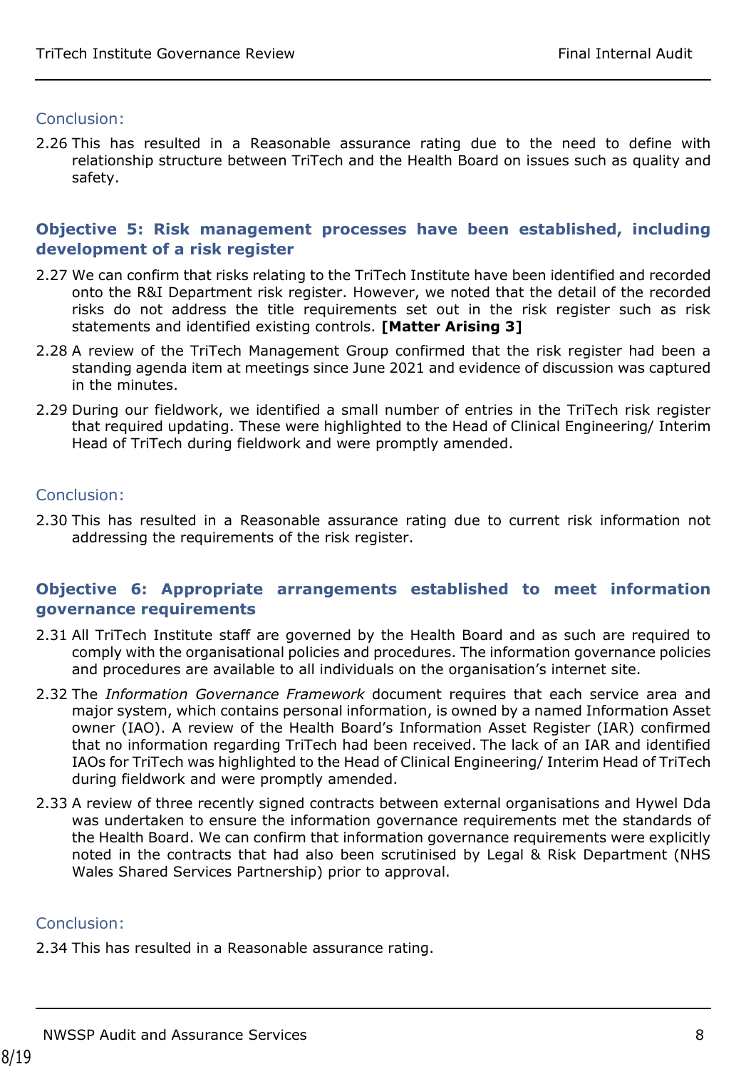### Conclusion:

2.26 This has resulted in a Reasonable assurance rating due to the need to define with relationship structure between TriTech and the Health Board on issues such as quality and safety.

## Objective 5: Risk management processes have been established, including development of a risk register

2.27 We can confirm that risks relating to the TriTech Institute have been identified and recorded onto the R&I Department risk register. However, we noted that the detail of the recorded risks do not address the title requirements set out in the risk register such as risk statements and identified existing controls. **[Matter Arising 3]**

2.28 A review of the TriTech Management Group confirmed that the risk register had been a standing agenda item at meetings since June 2021 and evidence of discussion was captured in the minutes.

2.29 During our fieldwork, we identified a small number of entries in the TriTech risk register that required updating. These were highlighted to the Head of Clinical Engineering/ Interim Head of TriTech during fieldwork and were promptly amended.

### Conclusion:

2.30 This has resulted in a Reasonable assurance rating due to current risk information not addressing the requirements of the risk register.

## Objective 6: Appropriate arrangements established to meet information governance requirements

2.31 All TriTech Institute staff are governed by the Health Board and as such are required to comply with the organisational policies and procedures. The information governance policies and procedures are available to all individuals on the organisation's internet site.

2.32 The *Information Governance Framework* document requires that each service area and major system, which contains personal information, is owned by a named Information Asset owner (IAO). A review of the Health Board's Information Asset Register (IAR) confirmed that no information regarding TriTech had been received. The lack of an IAR and identified IAOs for TriTech was highlighted to the Head of Clinical Engineering/ Interim Head of TriTech during fieldwork and were promptly amended.

2.33 A review of three recently signed contracts between external organisations and Hywel Dda was undertaken to ensure the information governance requirements met the standards of the Health Board. We can confirm that information governance requirements were explicitly noted in the contracts that had also been scrutinised by Legal & Risk Department (NHS Wales Shared Services Partnership) prior to approval.

### Conclusion:

2.34 This has resulted in a Reasonable assurance rating.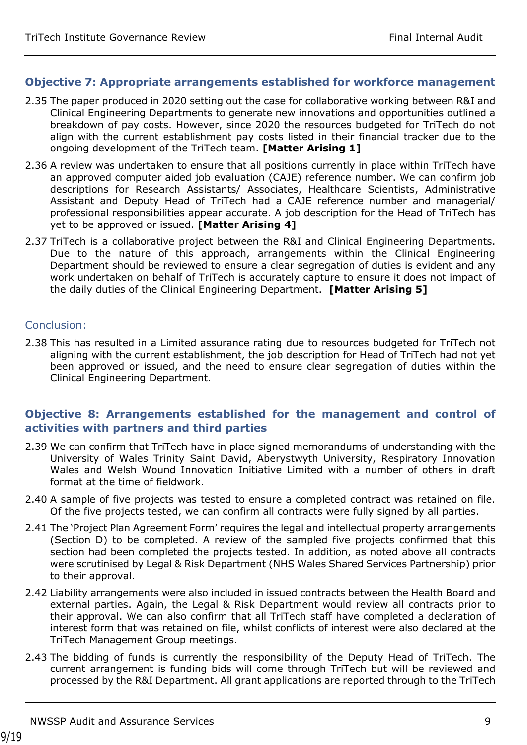### Objective 7: Appropriate arrangements established for workforce management

2.35 The paper produced in 2020 setting out the case for collaborative working between R&I and Clinical Engineering Departments to generate new innovations and opportunities outlined a breakdown of pay costs. However, since 2020 the resources budgeted for TriTech do not align with the current establishment pay costs listed in their financial tracker due to the ongoing development of the TriTech team. **[Matter Arising 1]**

2.36 A review was undertaken to ensure that all positions currently in place within TriTech have an approved computer aided job evaluation (CAJE) reference number. We can confirm job descriptions for Research Assistants/ Associates, Healthcare Scientists, Administrative Assistant and Deputy Head of TriTech had a CAJE reference number and managerial/ professional responsibilities appear accurate. A job description for the Head of TriTech has yet to be approved or issued. **[Matter Arising 4]**

2.37 TriTech is a collaborative project between the R&I and Clinical Engineering Departments. Due to the nature of this approach, arrangements within the Clinical Engineering Department should be reviewed to ensure a clear segregation of duties is evident and any work undertaken on behalf of TriTech is accurately capture to ensure it does not impact of the daily duties of the Clinical Engineering Department. **[Matter Arising 5]**

#### Conclusion:

2.38 This has resulted in a Limited assurance rating due to resources budgeted for TriTech not aligning with the current establishment, the job description for Head of TriTech had not yet been approved or issued, and the need to ensure clear segregation of duties within the Clinical Engineering Department.

### Objective 8: Arrangements established for the management and control of activities with partners and third parties

2.39 We can confirm that TriTech have in place signed memorandums of understanding with the University of Wales Trinity Saint David, Aberystwyth University, Respiratory Innovation Wales and Welsh Wound Innovation Initiative Limited with a number of others in draft format at the time of fieldwork.

2.40 A sample of five projects was tested to ensure a completed contract was retained on file. Of the five projects tested, we can confirm all contracts were fully signed by all parties.

2.41 The 'Project Plan Agreement Form' requires the legal and intellectual property arrangements (Section D) to be completed. A review of the sampled five projects confirmed that this section had been completed the projects tested. In addition, as noted above all contracts were scrutinised by Legal & Risk Department (NHS Wales Shared Services Partnership) prior to their approval.

2.42 Liability arrangements were also included in issued contracts between the Health Board and external parties. Again, the Legal & Risk Department would review all contracts prior to their approval. We can also confirm that all TriTech staff have completed a declaration of interest form that was retained on file, whilst conflicts of interest were also declared at the TriTech Management Group meetings.

2.43 The bidding of funds is currently the responsibility of the Deputy Head of TriTech. The current arrangement is funding bids will come through TriTech but will be reviewed and processed by the R&I Department. All grant applications are reported through to the TriTech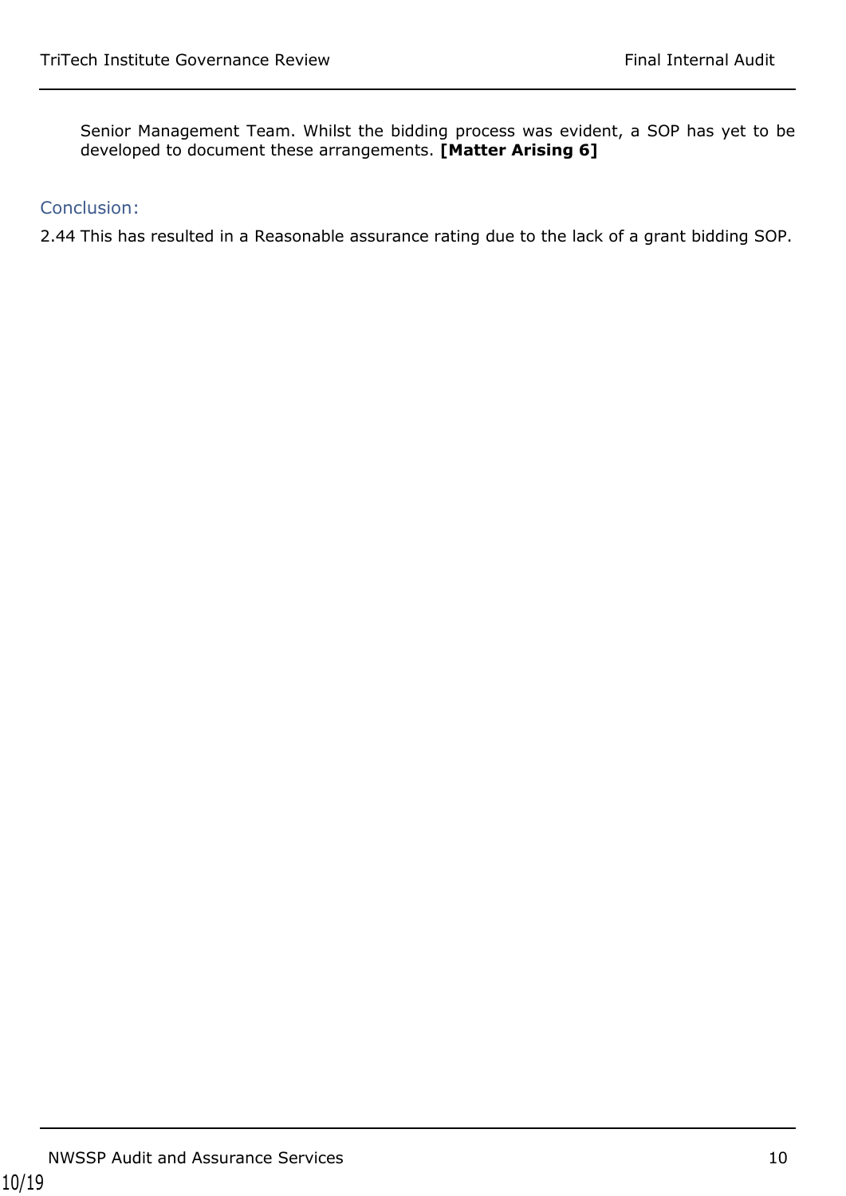Senior Management Team. Whilst the bidding process was evident, a SOP has yet to be developed to document these arrangements. **[Matter Arising 6]**

### Conclusion:

2.44 This has resulted in a Reasonable assurance rating due to the lack of a grant bidding SOP.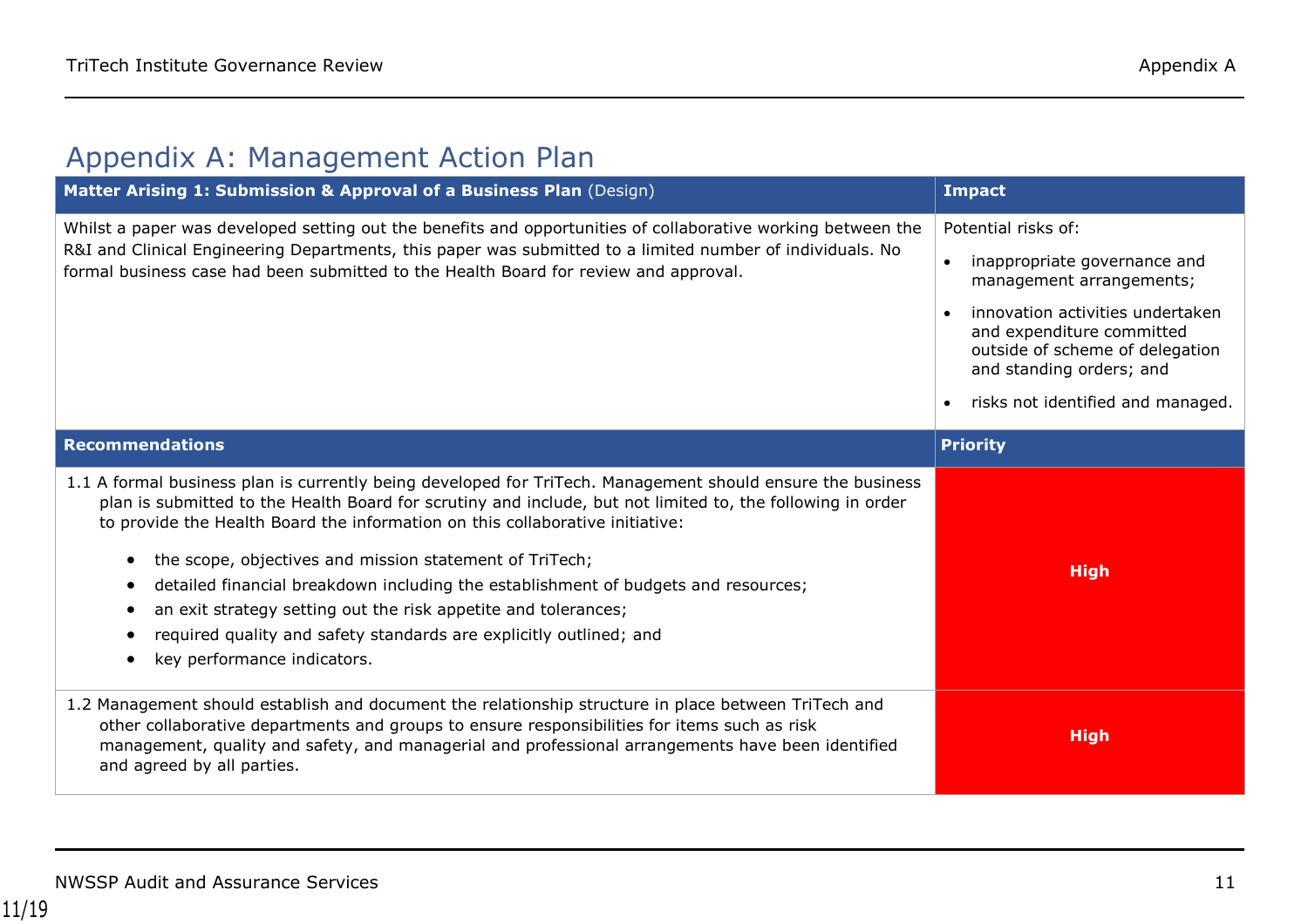# Appendix A: Management Action Plan

| **Matter Arising 1: Submission & Approval of a Business Plan** (Design) | **Impact** |
|---|---|
| Whilst a paper was developed setting out the benefits and opportunities of collaborative working between the R&I and Clinical Engineering Departments, this paper was submitted to a limited number of individuals. No formal business case had been submitted to the Health Board for review and approval. | Potential risks of:<br>• inappropriate governance and management arrangements;<br>• innovation activities undertaken and expenditure committed outside of scheme of delegation and standing orders; and<br>• risks not identified and managed. |
| **Recommendations** | **Priority** |
| 1.1 A formal business plan is currently being developed for TriTech. Management should ensure the business plan is submitted to the Health Board for scrutiny and include, but not limited to, the following in order to provide the Health Board the information on this collaborative initiative:<br>• the scope, objectives and mission statement of TriTech;<br>• detailed financial breakdown including the establishment of budgets and resources;<br>• an exit strategy setting out the risk appetite and tolerances;<br>• required quality and safety standards are explicitly outlined; and<br>• key performance indicators. | **High** |
| 1.2 Management should establish and document the relationship structure in place between TriTech and other collaborative departments and groups to ensure responsibilities for items such as risk management, quality and safety, and managerial and professional arrangements have been identified and agreed by all parties. | **High** |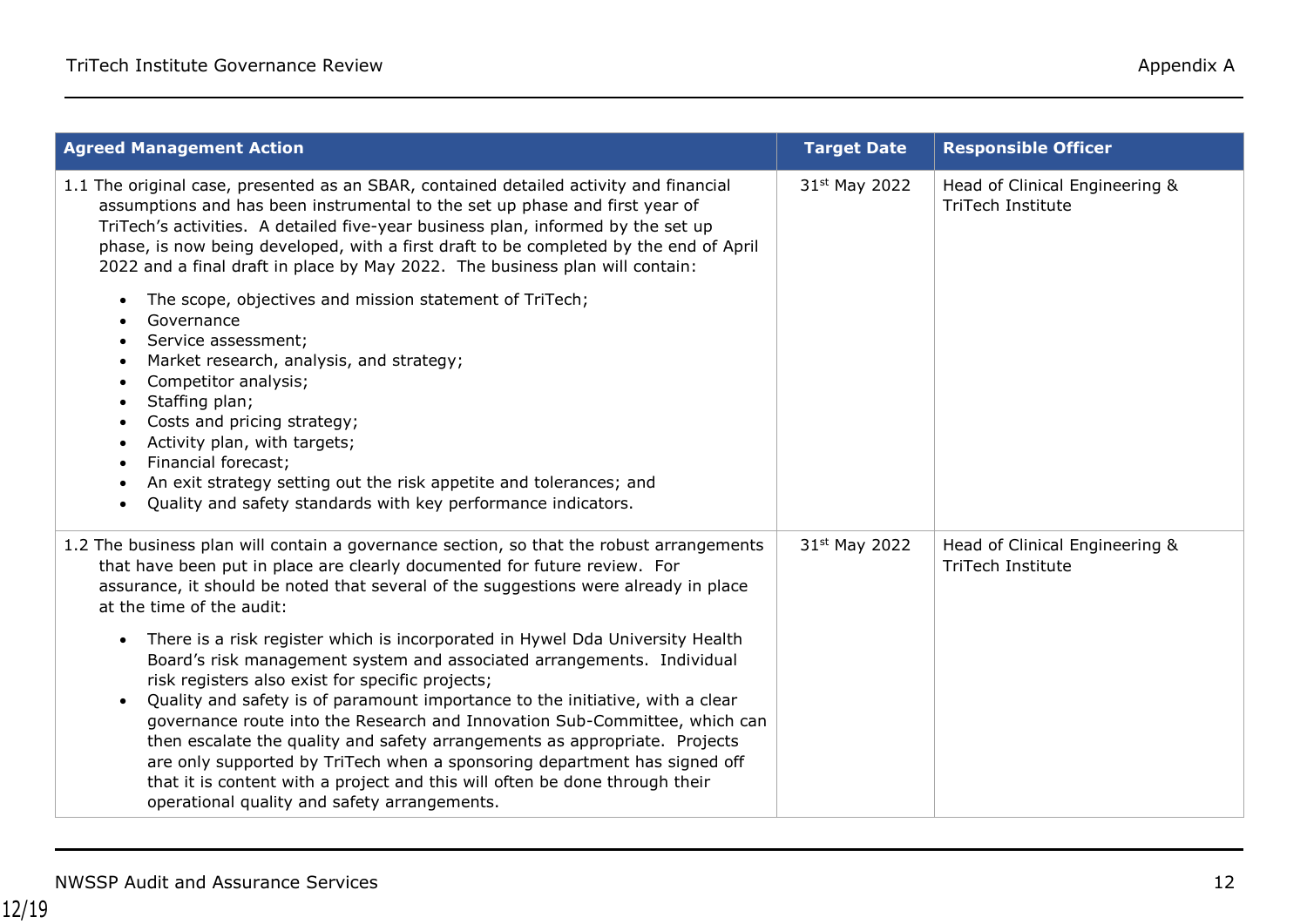| Agreed Management Action | Target Date | Responsible Officer |
|---|---|---|
| 1.1 The original case, presented as an SBAR, contained detailed activity and financial assumptions and has been instrumental to the set up phase and first year of TriTech's activities. A detailed five-year business plan, informed by the set up phase, is now being developed, with a first draft to be completed by the end of April 2022 and a final draft in place by May 2022. The business plan will contain:<br><br>• The scope, objectives and mission statement of TriTech;<br>• Governance<br>• Service assessment;<br>• Market research, analysis, and strategy;<br>• Competitor analysis;<br>• Staffing plan;<br>• Costs and pricing strategy;<br>• Activity plan, with targets;<br>• Financial forecast;<br>• An exit strategy setting out the risk appetite and tolerances; and<br>• Quality and safety standards with key performance indicators. | 31st May 2022 | Head of Clinical Engineering & TriTech Institute |
| 1.2 The business plan will contain a governance section, so that the robust arrangements that have been put in place are clearly documented for future review. For assurance, it should be noted that several of the suggestions were already in place at the time of the audit:<br><br>• There is a risk register which is incorporated in Hywel Dda University Health Board's risk management system and associated arrangements. Individual risk registers also exist for specific projects;<br>• Quality and safety is of paramount importance to the initiative, with a clear governance route into the Research and Innovation Sub-Committee, which can then escalate the quality and safety arrangements as appropriate. Projects are only supported by TriTech when a sponsoring department has signed off that it is content with a project and this will often be done through their operational quality and safety arrangements. | 31st May 2022 | Head of Clinical Engineering & TriTech Institute |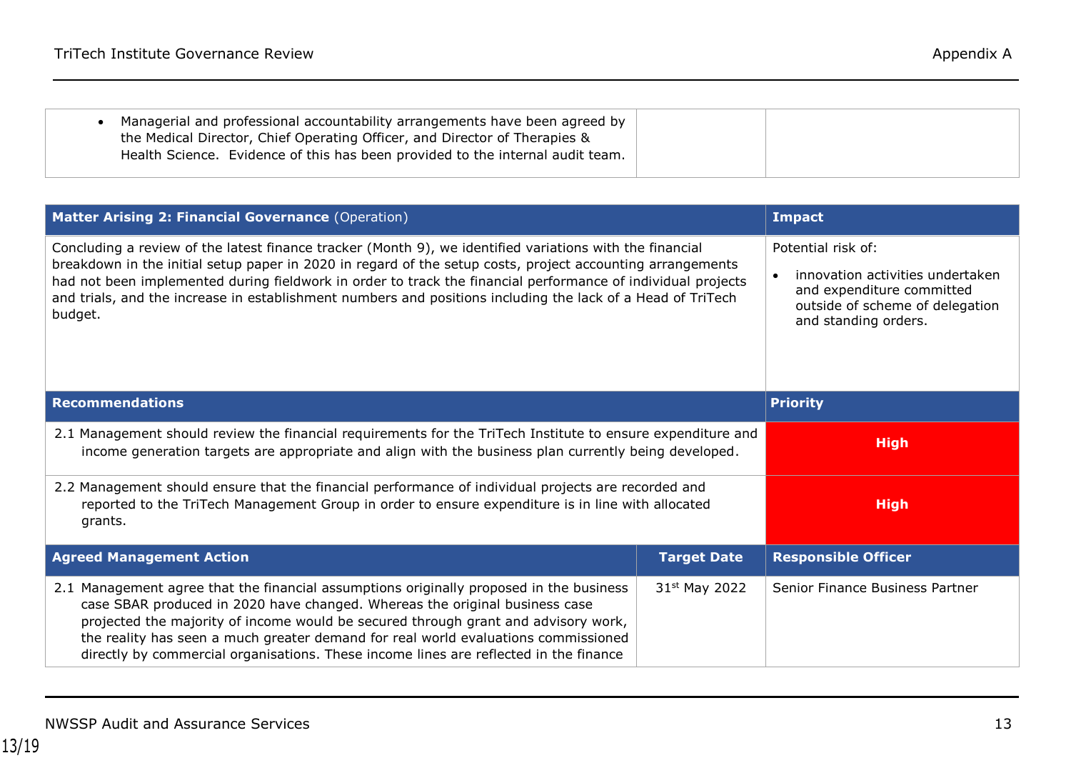| | | |
|---|---|---|
| • Managerial and professional accountability arrangements have been agreed by the Medical Director, Chief Operating Officer, and Director of Therapies & Health Science. Evidence of this has been provided to the internal audit team. | | |

| **Matter Arising 2: Financial Governance** (Operation) | | **Impact** |
|---|---|---|
| Concluding a review of the latest finance tracker (Month 9), we identified variations with the financial breakdown in the initial setup paper in 2020 in regard of the setup costs, project accounting arrangements had not been implemented during fieldwork in order to track the financial performance of individual projects and trials, and the increase in establishment numbers and positions including the lack of a Head of TriTech budget. | | Potential risk of:<br>• innovation activities undertaken and expenditure committed outside of scheme of delegation and standing orders. |
| **Recommendations** | | **Priority** |
| 2.1 Management should review the financial requirements for the TriTech Institute to ensure expenditure and income generation targets are appropriate and align with the business plan currently being developed. | | **High** |
| 2.2 Management should ensure that the financial performance of individual projects are recorded and reported to the TriTech Management Group in order to ensure expenditure is in line with allocated grants. | | **High** |
| **Agreed Management Action** | **Target Date** | **Responsible Officer** |
| 2.1 Management agree that the financial assumptions originally proposed in the business case SBAR produced in 2020 have changed. Whereas the original business case projected the majority of income would be secured through grant and advisory work, the reality has seen a much greater demand for real world evaluations commissioned directly by commercial organisations. These income lines are reflected in the finance | 31st May 2022 | Senior Finance Business Partner |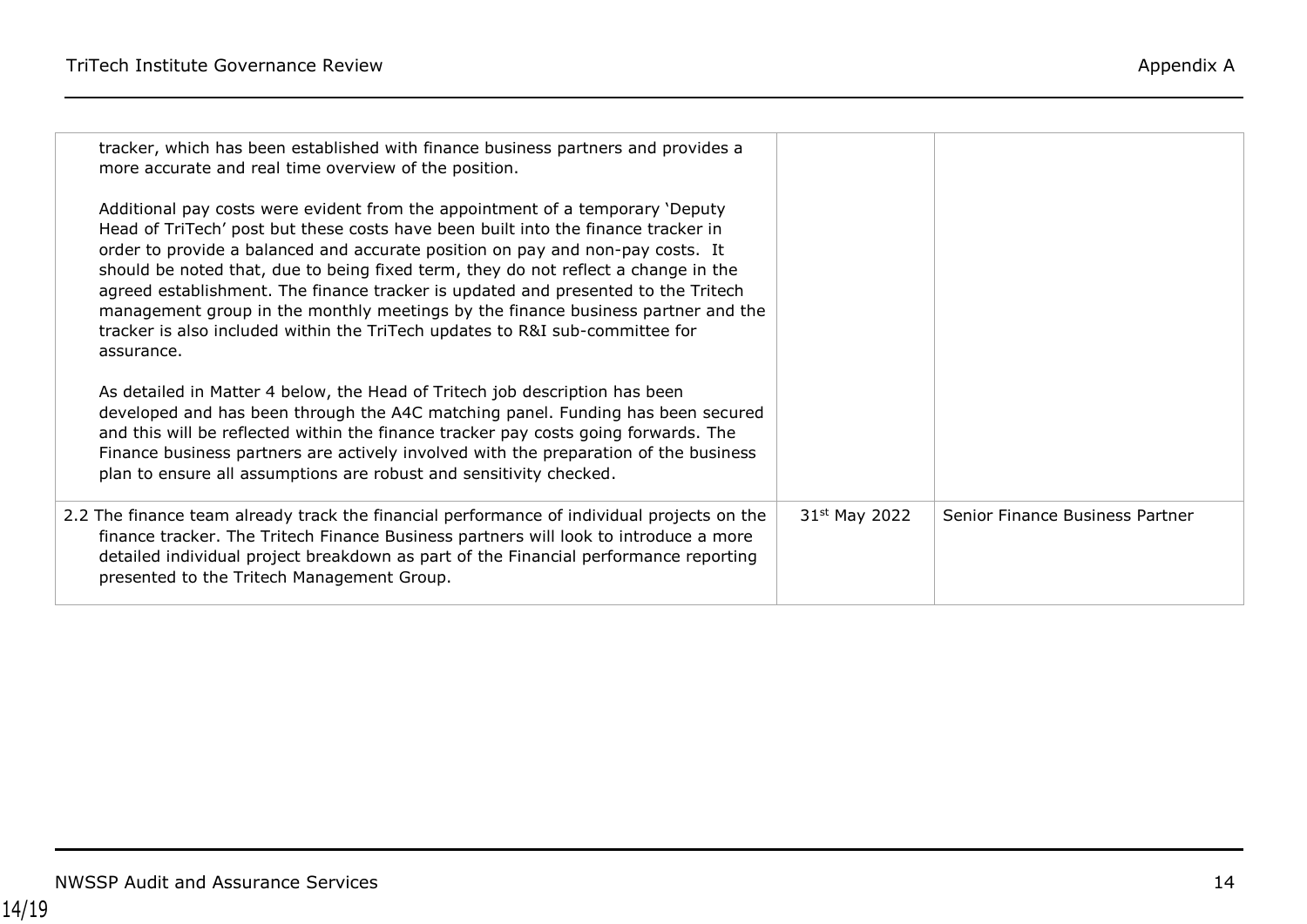| | | |
|---|---|---|
| tracker, which has been established with finance business partners and provides a more accurate and real time overview of the position.<br><br>Additional pay costs were evident from the appointment of a temporary 'Deputy Head of TriTech' post but these costs have been built into the finance tracker in order to provide a balanced and accurate position on pay and non-pay costs. It should be noted that, due to being fixed term, they do not reflect a change in the agreed establishment. The finance tracker is updated and presented to the Tritech management group in the monthly meetings by the finance business partner and the tracker is also included within the TriTech updates to R&I sub-committee for assurance.<br><br>As detailed in Matter 4 below, the Head of Tritech job description has been developed and has been through the A4C matching panel. Funding has been secured and this will be reflected within the finance tracker pay costs going forwards. The Finance business partners are actively involved with the preparation of the business plan to ensure all assumptions are robust and sensitivity checked. | | |
| 2.2 The finance team already track the financial performance of individual projects on the finance tracker. The Tritech Finance Business partners will look to introduce a more detailed individual project breakdown as part of the Financial performance reporting presented to the Tritech Management Group. | 31st May 2022 | Senior Finance Business Partner |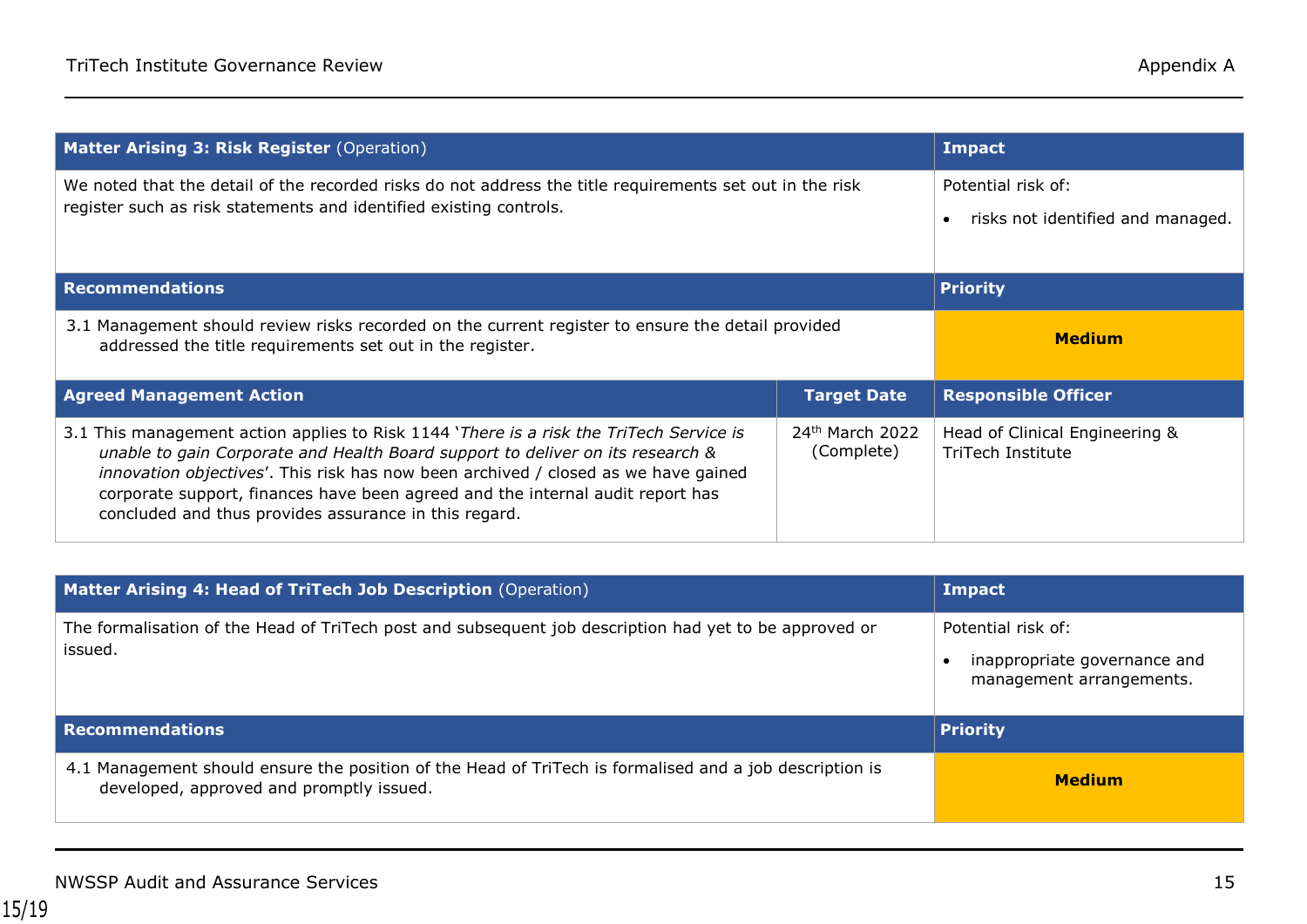| **Matter Arising 3: Risk Register** (Operation) | | **Impact** |
|---|---|---|
| We noted that the detail of the recorded risks do not address the title requirements set out in the risk register such as risk statements and identified existing controls. | | Potential risk of:<br>• risks not identified and managed. |
| **Recommendations** | | **Priority** |
| 3.1 Management should review risks recorded on the current register to ensure the detail provided addressed the title requirements set out in the register. | | **Medium** |
| **Agreed Management Action** | **Target Date** | **Responsible Officer** |
| 3.1 This management action applies to Risk 1144 '*There is a risk the TriTech Service is unable to gain Corporate and Health Board support to deliver on its research & innovation objectives*'. This risk has now been archived / closed as we have gained corporate support, finances have been agreed and the internal audit report has concluded and thus provides assurance in this regard. | 24th March 2022 (Complete) | Head of Clinical Engineering & TriTech Institute |

| **Matter Arising 4: Head of TriTech Job Description** (Operation) | **Impact** |
|---|---|
| The formalisation of the Head of TriTech post and subsequent job description had yet to be approved or issued. | Potential risk of:<br>• inappropriate governance and management arrangements. |
| **Recommendations** | **Priority** |
| 4.1 Management should ensure the position of the Head of TriTech is formalised and a job description is developed, approved and promptly issued. | **Medium** |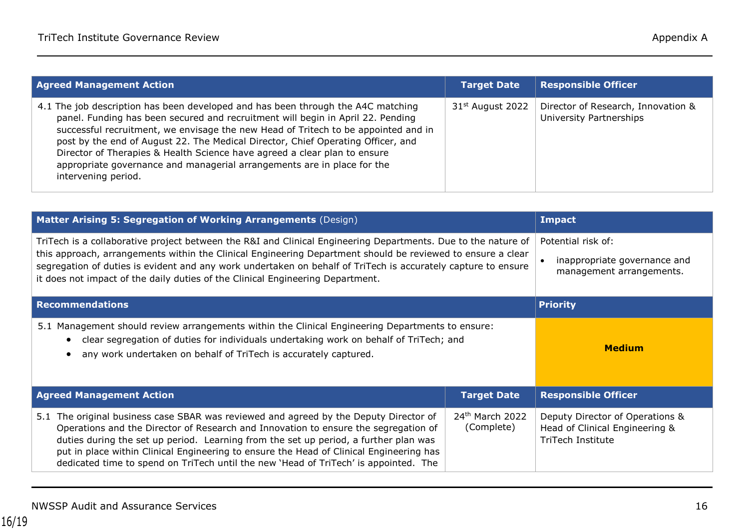| Agreed Management Action | Target Date | Responsible Officer |
|---|---|---|
| 4.1 The job description has been developed and has been through the A4C matching panel. Funding has been secured and recruitment will begin in April 22. Pending successful recruitment, we envisage the new Head of Tritech to be appointed and in post by the end of August 22. The Medical Director, Chief Operating Officer, and Director of Therapies & Health Science have agreed a clear plan to ensure appropriate governance and managerial arrangements are in place for the intervening period. | 31st August 2022 | Director of Research, Innovation & University Partnerships |

| **Matter Arising 5: Segregation of Working Arrangements** (Design) | | **Impact** |
|---|---|---|
| TriTech is a collaborative project between the R&I and Clinical Engineering Departments. Due to the nature of this approach, arrangements within the Clinical Engineering Department should be reviewed to ensure a clear segregation of duties is evident and any work undertaken on behalf of TriTech is accurately capture to ensure it does not impact of the daily duties of the Clinical Engineering Department. | | Potential risk of:<br>• inappropriate governance and management arrangements. |
| **Recommendations** | | **Priority** |
| 5.1 Management should review arrangements within the Clinical Engineering Departments to ensure:<br>• clear segregation of duties for individuals undertaking work on behalf of TriTech; and<br>• any work undertaken on behalf of TriTech is accurately captured. | | **Medium** |
| **Agreed Management Action** | **Target Date** | **Responsible Officer** |
| 5.1 The original business case SBAR was reviewed and agreed by the Deputy Director of Operations and the Director of Research and Innovation to ensure the segregation of duties during the set up period. Learning from the set up period, a further plan was put in place within Clinical Engineering to ensure the Head of Clinical Engineering has dedicated time to spend on TriTech until the new 'Head of TriTech' is appointed. The | 24th March 2022 (Complete) | Deputy Director of Operations & Head of Clinical Engineering & TriTech Institute |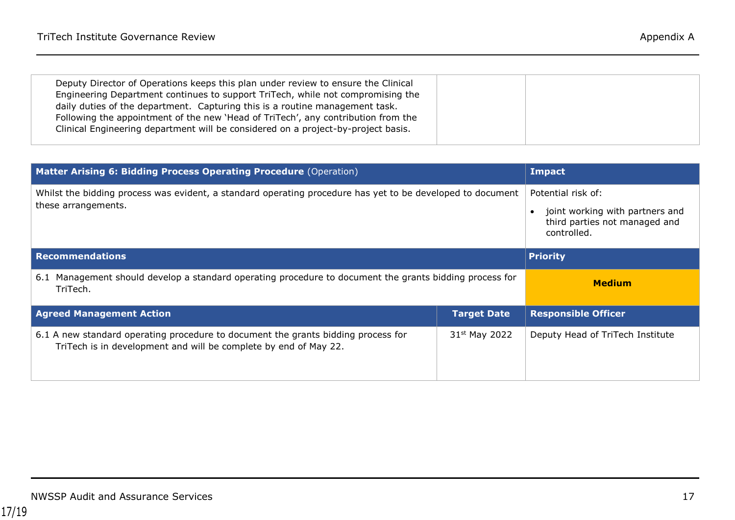| | | |
|---|---|---|
| Deputy Director of Operations keeps this plan under review to ensure the Clinical Engineering Department continues to support TriTech, while not compromising the daily duties of the department. Capturing this is a routine management task. Following the appointment of the new 'Head of TriTech', any contribution from the Clinical Engineering department will be considered on a project-by-project basis. | | |

| **Matter Arising 6: Bidding Process Operating Procedure** (Operation) | | **Impact** |
|---|---|---|
| Whilst the bidding process was evident, a standard operating procedure has yet to be developed to document these arrangements. | | Potential risk of:<br>• joint working with partners and third parties not managed and controlled. |
| **Recommendations** | | **Priority** |
| 6.1 Management should develop a standard operating procedure to document the grants bidding process for TriTech. | | **Medium** |
| **Agreed Management Action** | **Target Date** | **Responsible Officer** |
| 6.1 A new standard operating procedure to document the grants bidding process for TriTech is in development and will be complete by end of May 22. | 31st May 2022 | Deputy Head of TriTech Institute |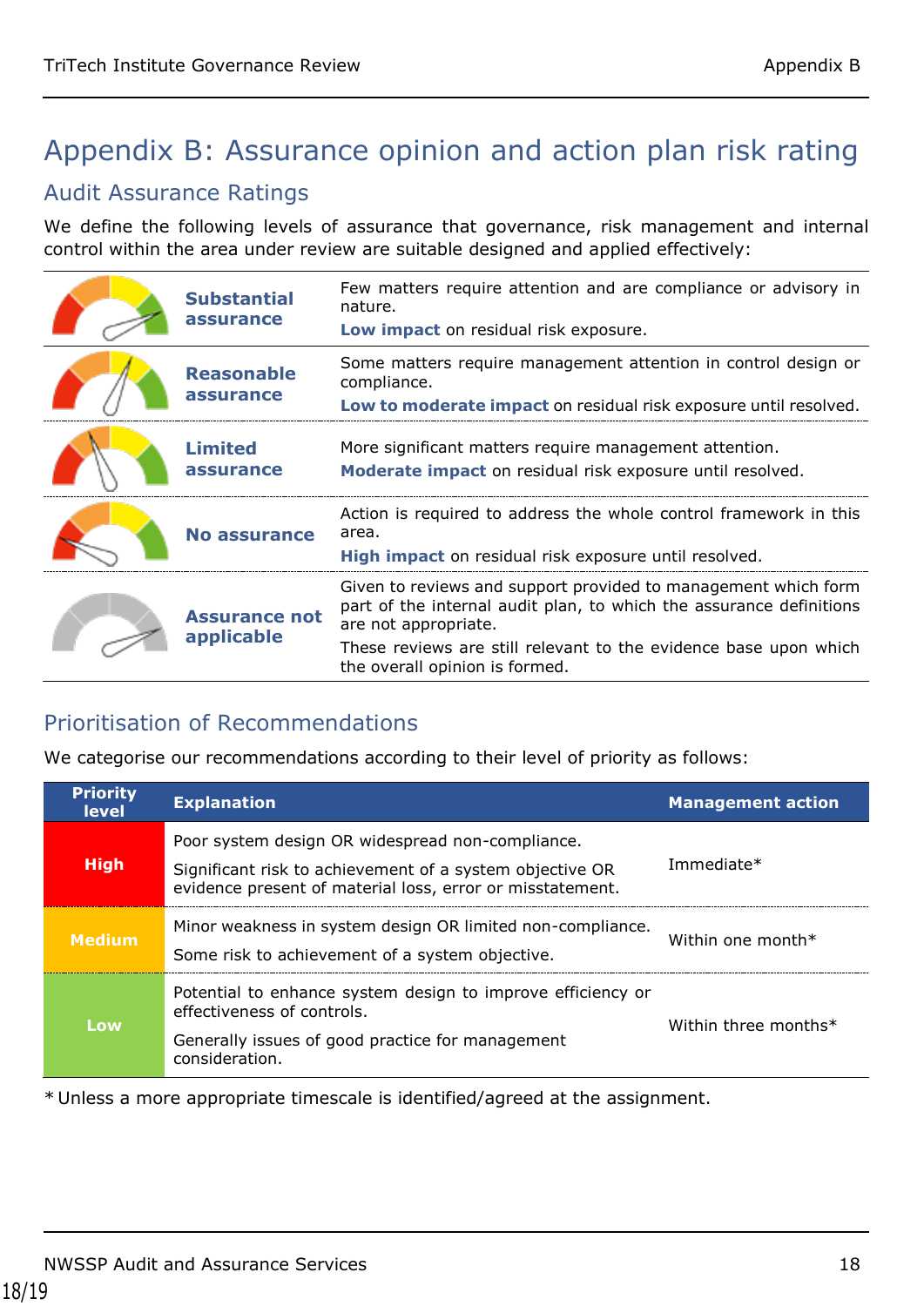# Appendix B: Assurance opinion and action plan risk rating

## Audit Assurance Ratings

We define the following levels of assurance that governance, risk management and internal control within the area under review are suitable designed and applied effectively:

| Rating | Description |
|---|---|
| **Substantial assurance** | Few matters require attention and are compliance or advisory in nature.<br>**Low impact** on residual risk exposure. |
| **Reasonable assurance** | Some matters require management attention in control design or compliance.<br>**Low to moderate impact** on residual risk exposure until resolved. |
| **Limited assurance** | More significant matters require management attention.<br>**Moderate impact** on residual risk exposure until resolved. |
| **No assurance** | Action is required to address the whole control framework in this area.<br>**High impact** on residual risk exposure until resolved. |
| **Assurance not applicable** | Given to reviews and support provided to management which form part of the internal audit plan, to which the assurance definitions are not appropriate.<br>These reviews are still relevant to the evidence base upon which the overall opinion is formed. |

## Prioritisation of Recommendations

We categorise our recommendations according to their level of priority as follows:

| Priority level | Explanation | Management action |
|---|---|---|
| **High** | Poor system design OR widespread non-compliance.<br>Significant risk to achievement of a system objective OR evidence present of material loss, error or misstatement. | Immediate* |
| **Medium** | Minor weakness in system design OR limited non-compliance.<br>Some risk to achievement of a system objective. | Within one month* |
| **Low** | Potential to enhance system design to improve efficiency or effectiveness of controls.<br>Generally issues of good practice for management consideration. | Within three months* |

\* Unless a more appropriate timescale is identified/agreed at the assignment.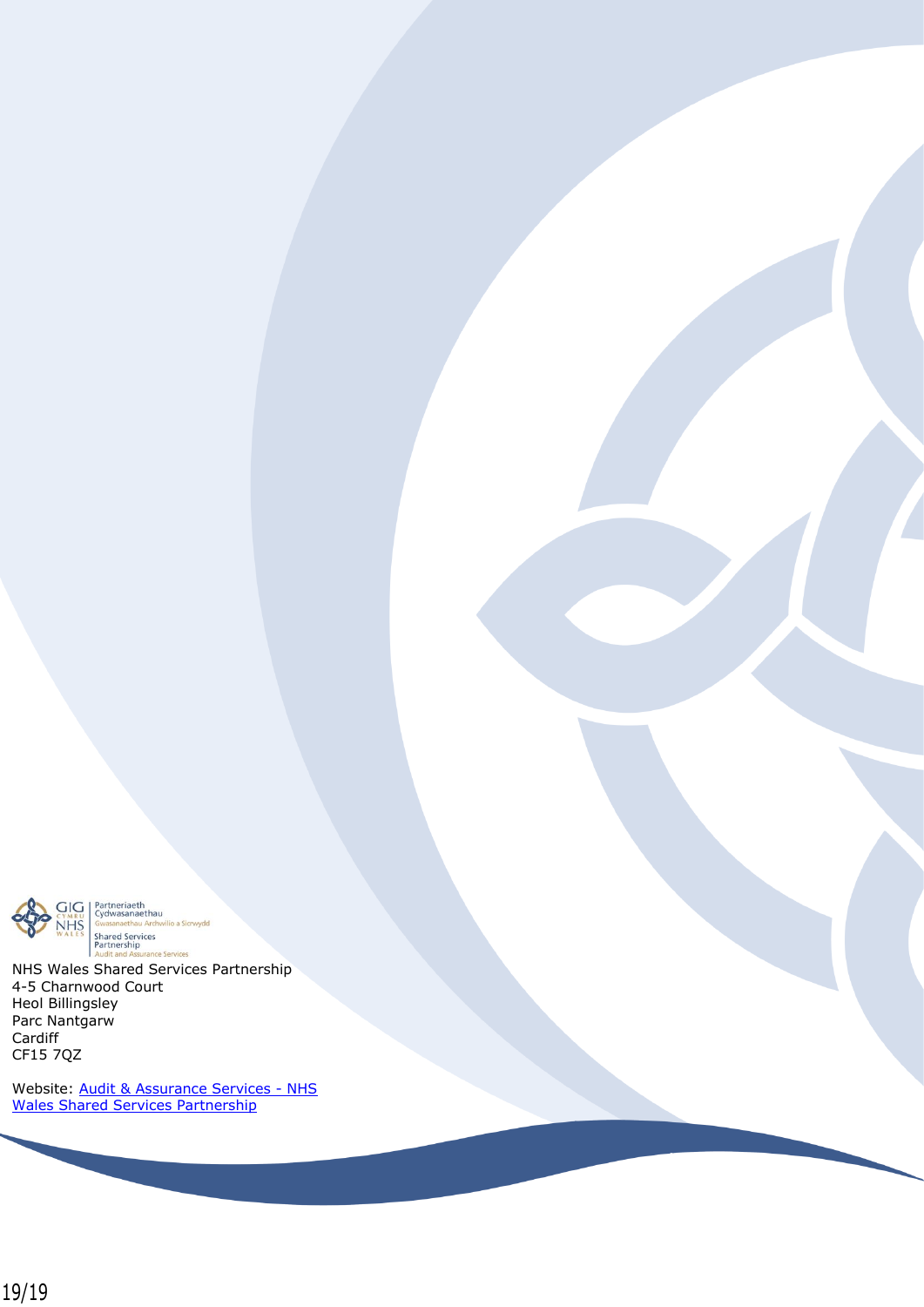GIG CYMRU NHS WALES | Partneriaeth Cydwasanaethau Gwasanaethau Archwilio a Sicrwydd
Shared Services Partnership Audit and Assurance Services

NHS Wales Shared Services Partnership
4-5 Charnwood Court
Heol Billingsley
Parc Nantgarw
Cardiff
CF15 7QZ

Website: [Audit & Assurance Services - NHS Wales Shared Services Partnership]